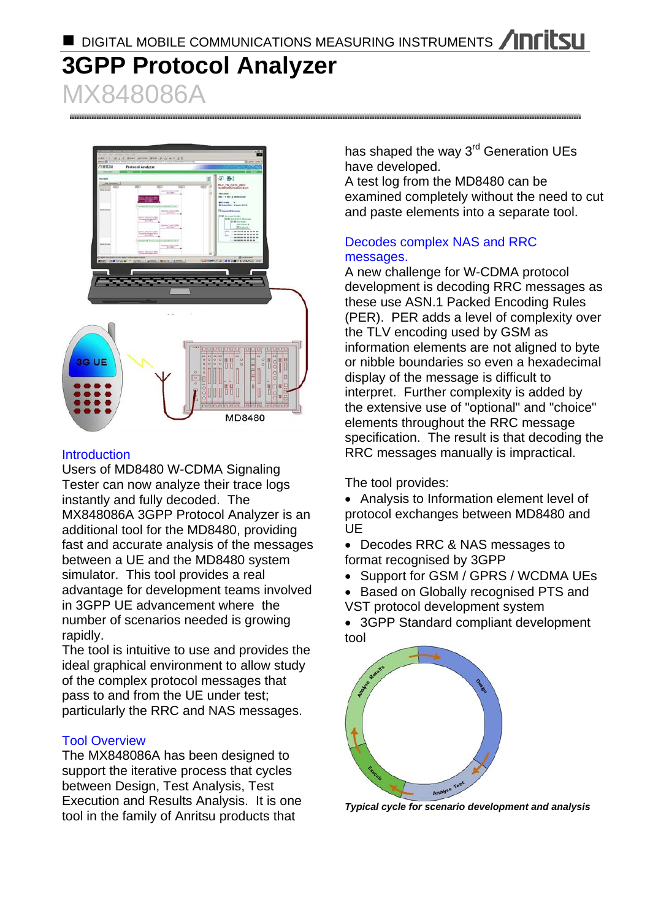■ DIGITAL MOBILE COMMUNICATIONS MEASURING INSTRUMENTS

# 3GPP Protocol Analyzer

## MX848086A

### Introduction

Users of MD8480 W-CDMA Signaling Tester can now analyze their trace logs instantly and fully decoded. The MX848086A 3GPP Protocol Analyzer is an additional tool for the MD8480, providing fast and accurate analysis of the messages between a UE and the MD8480 system simulator. This tool provides a real advantage for development teams involved in 3GPP UE advancement where the number of scenarios needed is growing rapidly.

The tool is intuitive to use and provides the ideal graphical environment to allow study of the complex protocol messages that pass to and from the UE under test; particularly the RRC and NAS messages.

### Tool Overview

The MX848086A has been designed to support the iterative process that cycles between Design, Test Analysis, Test Execution and Results Analysis. It is one tool in the family of Anritsu products that has shaped the way 3rd Generation UEs have developed.

A test log from the MD8480 can be examined completely without the need to cut and paste elements into a separate tool.

### Decodes complex NAS and RRC messages.

A new challenge for W-CDMA protocol development is decoding RRC messages as these use ASN.1 Packed Encoding Rules (PER). PER adds a level of complexity over the TLV encoding used by GSM as information elements are not aligned to byte or nibble boundaries so even a hexadecimal display of the message is difficult to interpret. Further complexity is added by the extensive use of "optional" and "choice" elements throughout the RRC message specification. The result is that decoding the RRC messages manually is impractical.

The tool provides:

- Analysis to Information element level of protocol exchanges between MD8480 and UE
- Decodes RRC & NAS messages to format recognised by 3GPP
- Support for GSM / GPRS / WCDMA UEs
- Based on Globally recognised PTS and VST protocol development system
- 3GPP Standard compliant development tool

*Typical cycle for scenario development and analysis*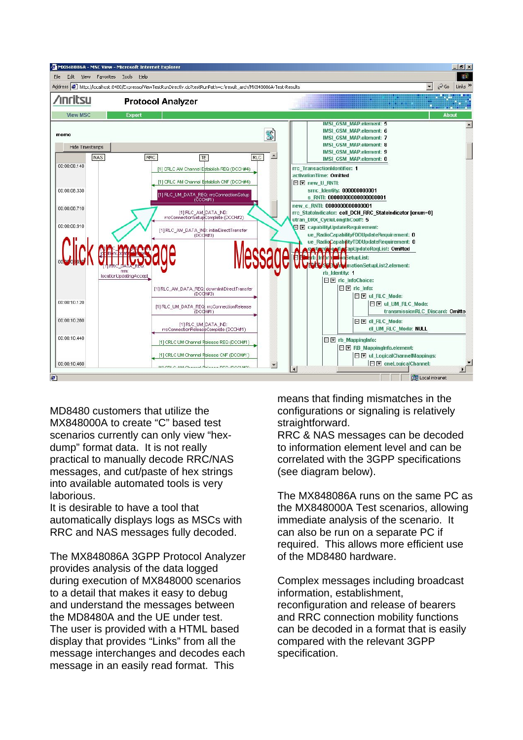MD8480 customers that utilize the MX848000A to create “C” based test scenarios currently can only view “hex-dump” format data. It is not really practical to manually decode RRC/NAS messages, and cut/paste of hex strings into available automated tools is very laborious.

It is desirable to have a tool that automatically displays logs as MSCs with RRC and NAS messages fully decoded.

The MX848086A 3GPP Protocol Analyzer provides analysis of the data logged during execution of MX848000 scenarios to a detail that makes it easy to debug and understand the messages between the MD8480A and the UE under test. The user is provided with a HTML based display that provides “Links” from all the message interchanges and decodes each message in an easily read format. This means that finding mismatches in the configurations or signaling is relatively straightforward.

RRC & NAS messages can be decoded to information element level and can be correlated with the 3GPP specifications (see diagram below).

The MX848086A runs on the same PC as the MX848000A Test scenarios, allowing immediate analysis of the scenario. It can also be run on a separate PC if required. This allows more efficient use of the MD8480 hardware.

Complex messages including broadcast information, establishment, reconfiguration and release of bearers and RRC connection mobility functions can be decoded in a format that is easily compared with the relevant 3GPP specification.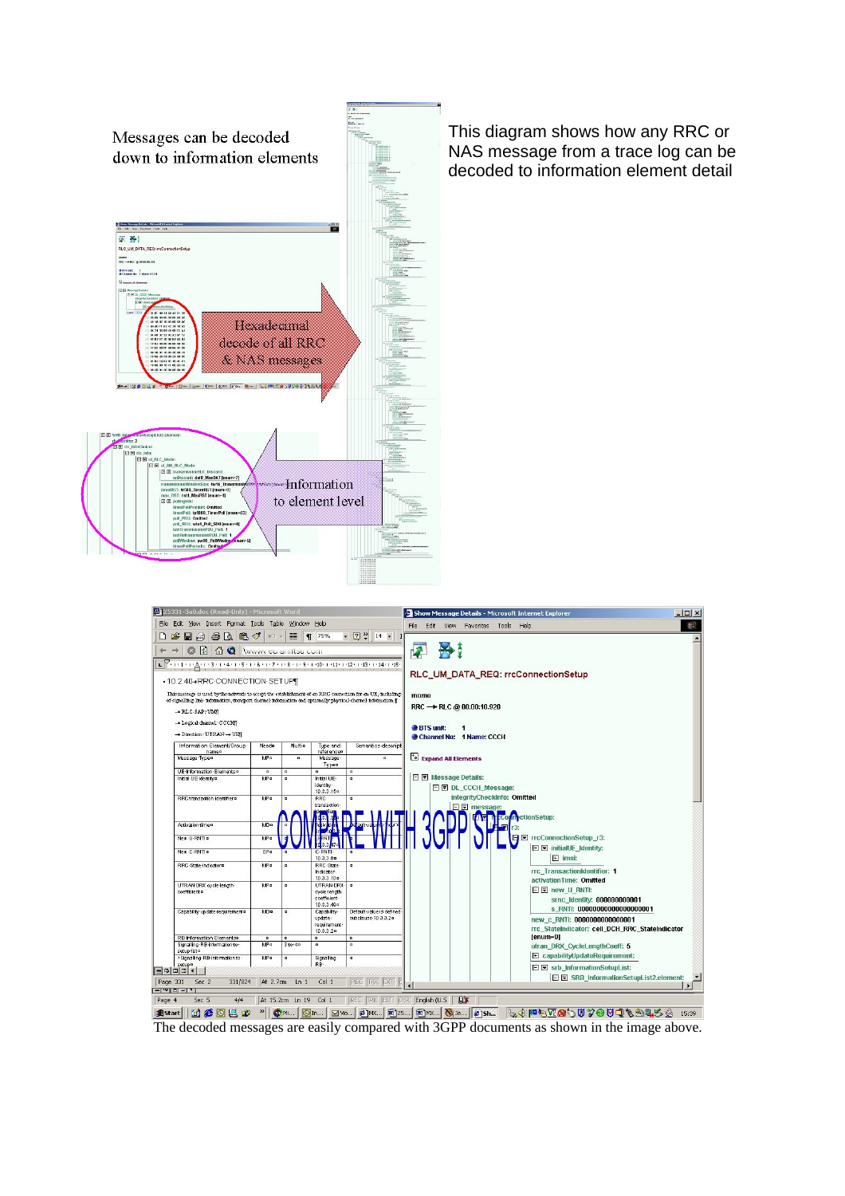Messages can be decoded down to information elements

This diagram shows how any RRC or NAS message from a trace log can be decoded to information element detail

The decoded messages are easily compared with 3GPP documents as shown in the image above.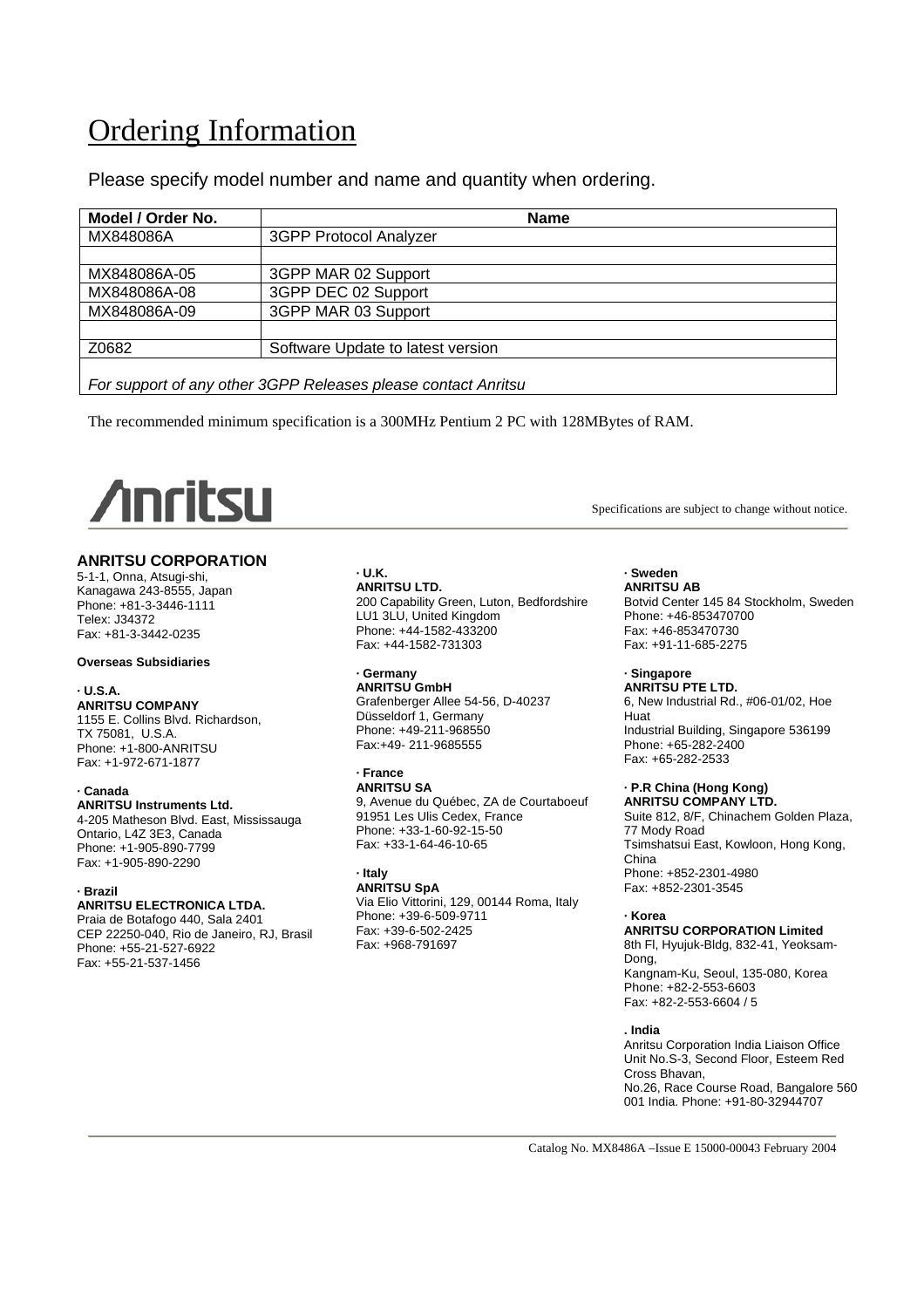# Ordering Information

Please specify model number and name and quantity when ordering.

| Model / Order No. | Name |
|---|---|
| MX848086A | 3GPP Protocol Analyzer |
| | |
| MX848086A-05 | 3GPP MAR 02 Support |
| MX848086A-08 | 3GPP DEC 02 Support |
| MX848086A-09 | 3GPP MAR 03 Support |
| | |
| Z0682 | Software Update to latest version |
| *For support of any other 3GPP Releases please contact Anritsu* | |

The recommended minimum specification is a 300MHz Pentium 2 PC with 128MBytes of RAM.

Anritsu

Specifications are subject to change without notice.

**ANRITSU CORPORATION**
5-1-1, Onna, Atsugi-shi,
Kanagawa 243-8555, Japan
Phone: +81-3-3446-1111
Telex: J34372
Fax: +81-3-3442-0235

**Overseas Subsidiaries**

**· U.S.A.**
**ANRITSU COMPANY**
1155 E. Collins Blvd. Richardson,
TX 75081, U.S.A.
Phone: +1-800-ANRITSU
Fax: +1-972-671-1877

**· Canada**
**ANRITSU Instruments Ltd.**
4-205 Matheson Blvd. East, Mississauga
Ontario, L4Z 3E3, Canada
Phone: +1-905-890-7799
Fax: +1-905-890-2290

**· Brazil**
**ANRITSU ELECTRONICA LTDA.**
Praia de Botafogo 440, Sala 2401
CEP 22250-040, Rio de Janeiro, RJ, Brasil
Phone: +55-21-527-6922
Fax: +55-21-537-1456

**· U.K.**
**ANRITSU LTD.**
200 Capability Green, Luton, Bedfordshire
LU1 3LU, United Kingdom
Phone: +44-1582-433200
Fax: +44-1582-731303

**· Germany**
**ANRITSU GmbH**
Grafenberger Allee 54-56, D-40237
Düsseldorf 1, Germany
Phone: +49-211-968550
Fax:+49- 211-9685555

**· France**
**ANRITSU SA**
9, Avenue du Québec, ZA de Courtaboeuf
91951 Les Ulis Cedex, France
Phone: +33-1-60-92-15-50
Fax: +33-1-64-46-10-65

**· Italy**
**ANRITSU SpA**
Via Elio Vittorini, 129, 00144 Roma, Italy
Phone: +39-6-509-9711
Fax: +39-6-502-2425
Fax: +968-791697

**· Sweden**
**ANRITSU AB**
Botvid Center 145 84 Stockholm, Sweden
Phone: +46-853470700
Fax: +46-853470730
Fax: +91-11-685-2275

**· Singapore**
**ANRITSU PTE LTD.**
6, New Industrial Rd., #06-01/02, Hoe Huat
Industrial Building, Singapore 536199
Phone: +65-282-2400
Fax: +65-282-2533

**· P.R China (Hong Kong)**
**ANRITSU COMPANY LTD.**
Suite 812, 8/F, Chinachem Golden Plaza,
77 Mody Road
Tsimshatsui East, Kowloon, Hong Kong, China
Phone: +852-2301-4980
Fax: +852-2301-3545

**· Korea**
**ANRITSU CORPORATION Limited**
8th Fl, Hyujuk-Bldg, 832-41, Yeoksam-Dong,
Kangnam-Ku, Seoul, 135-080, Korea
Phone: +82-2-553-6603
Fax: +82-2-553-6604 / 5

**. India**
Anritsu Corporation India Liaison Office
Unit No.S-3, Second Floor, Esteem Red Cross Bhavan,
No.26, Race Course Road, Bangalore 560 001 India. Phone: +91-80-32944707

Catalog No. MX8486A –Issue E 15000-00043 February 2004